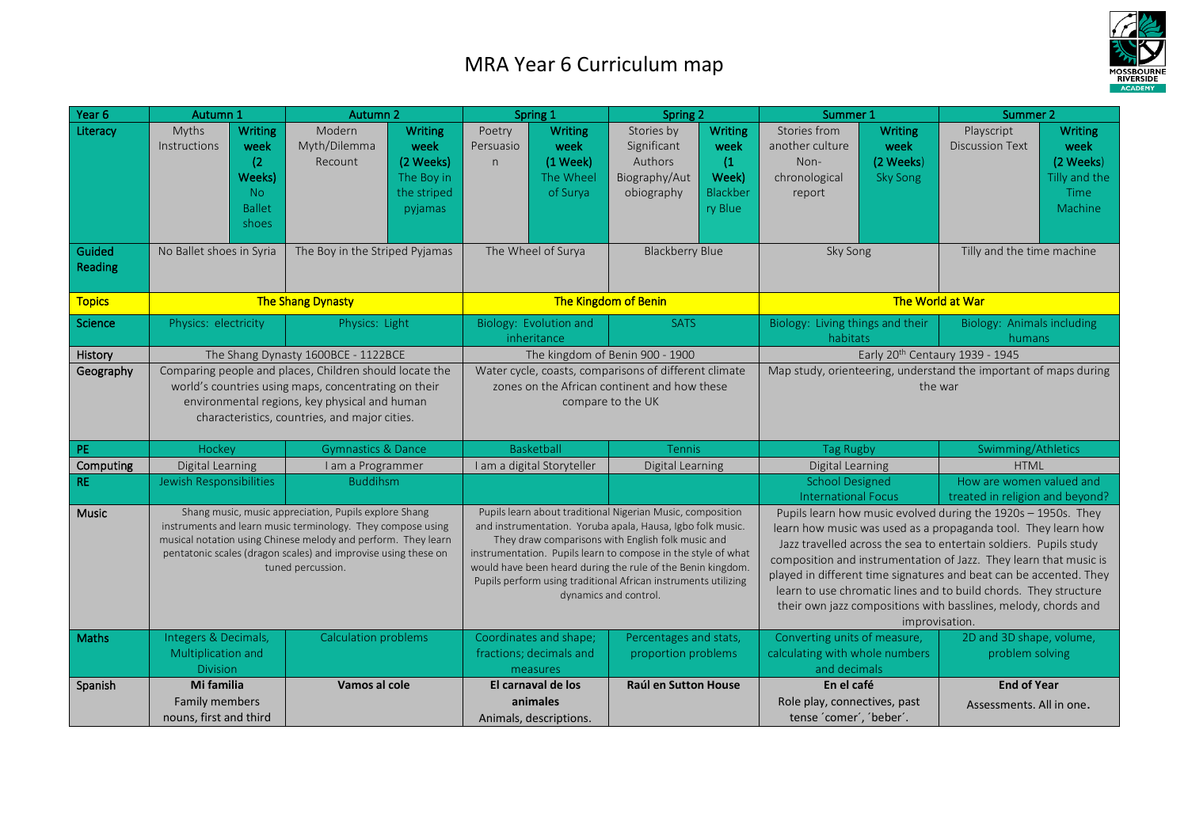# MRA Year 6 Curriculum map

| Year 6 | Autumn 1 | | Autumn 2 | | Spring 1 | | Spring 2 | | Summer 1 | | Summer 2 | |
|---|---|---|---|---|---|---|---|---|---|---|---|---|
| Literacy | Myths Instructions | **Writing week (2 Weeks)** No Ballet shoes | Modern Myth/Dilemma Recount | **Writing week (2 Weeks)** The Boy in the striped pyjamas | Poetry Persuasion | **Writing week (1 Week)** The Wheel of Surya | Stories by Significant Authors Biography/Autobiography | **Writing week (1 Week)** Blackberry Blue | Stories from another culture Non-chronological report | **Writing week (2 Weeks)** Sky Song | Playscript Discussion Text | **Writing week (2 Weeks)** Tilly and the Time Machine |
| Guided Reading | No Ballet shoes in Syria | | The Boy in the Striped Pyjamas | | The Wheel of Surya | | Blackberry Blue | | Sky Song | | Tilly and the time machine | |
| Topics | The Shang Dynasty | | | | The Kingdom of Benin | | | | The World at War | | | |
| Science | Physics: electricity | | Physics: Light | | Biology: Evolution and inheritance | | SATS | | Biology: Living things and their habitats | | Biology: Animals including humans | |
| History | The Shang Dynasty 1600BCE - 1122BCE | | | | The kingdom of Benin 900 - 1900 | | | | Early 20th Centaury 1939 - 1945 | | | |
| Geography | Comparing people and places, Children should locate the world's countries using maps, concentrating on their environmental regions, key physical and human characteristics, countries, and major cities. | | | | Water cycle, coasts, comparisons of different climate zones on the African continent and how these compare to the UK | | | | Map study, orienteering, understand the important of maps during the war | | | |
| PE | Hockey | | Gymnastics & Dance | | Basketball | | Tennis | | Tag Rugby | | Swimming/Athletics | |
| Computing | Digital Learning | | I am a Programmer | | I am a digital Storyteller | | Digital Learning | | Digital Learning | | HTML | |
| RE | Jewish Responsibilities | | Buddihsm | | | | | | School Designed International Focus | | How are women valued and treated in religion and beyond? | |
| Music | Shang music, music appreciation, Pupils explore Shang instruments and learn music terminology. They compose using musical notation using Chinese melody and perform. They learn pentatonic scales (dragon scales) and improvise using these on tuned percussion. | | | | Pupils learn about traditional Nigerian Music, composition and instrumentation. Yoruba apala, Hausa, Igbo folk music. They draw comparisons with English folk music and instrumentation. Pupils learn to compose in the style of what would have been heard during the rule of the Benin kingdom. Pupils perform using traditional African instruments utilizing dynamics and control. | | | | Pupils learn how music evolved during the 1920s – 1950s. They learn how music was used as a propaganda tool. They learn how Jazz travelled across the sea to entertain soldiers. Pupils study composition and instrumentation of Jazz. They learn that music is played in different time signatures and beat can be accented. They learn to use chromatic lines and to build chords. They structure their own jazz compositions with basslines, melody, chords and improvisation. | | | |
| Maths | Integers & Decimals, Multiplication and Division | | Calculation problems | | Coordinates and shape; fractions; decimals and measures | | Percentages and stats, proportion problems | | Converting units of measure, calculating with whole numbers and decimals | | 2D and 3D shape, volume, problem solving | |
| Spanish | **Mi familia** Family members nouns, first and third | | **Vamos al cole** | | **El carnaval de los animales** Animals, descriptions. | | **Raúl en Sutton House** | | **En el café** Role play, connectives, past tense ´comer´, ´beber´. | | **End of Year** Assessments. All in one. | |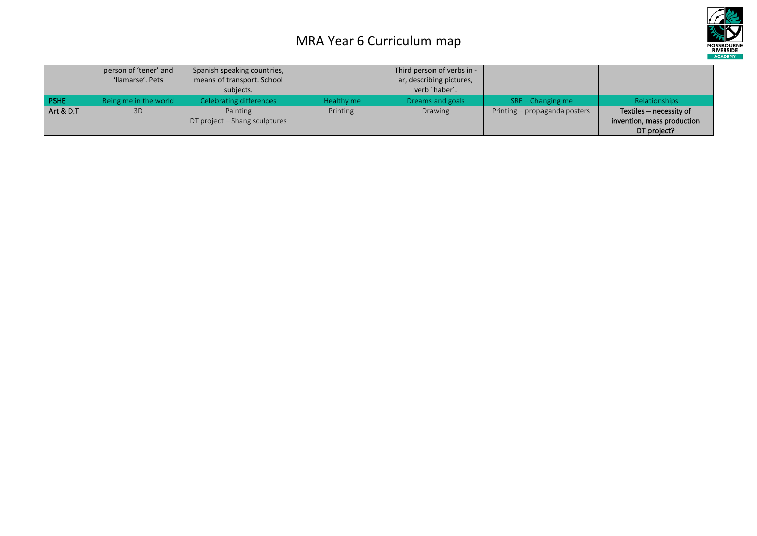# MRA Year 6 Curriculum map

| | | | | | | |
|---|---|---|---|---|---|---|
| | person of 'tener' and 'llamarse'. Pets | Spanish speaking countries, means of transport. School subjects. | | Third person of verbs in -ar, describing pictures, verb ´haber´. | | |
| **PSHE** | Being me in the world | Celebrating differences | Healthy me | Dreams and goals | SRE – Changing me | Relationships |
| **Art & D.T** | 3D | Painting<br>DT project – Shang sculptures | Printing | Drawing | Printing – propaganda posters | Textiles – necessity of invention, mass production DT project? |